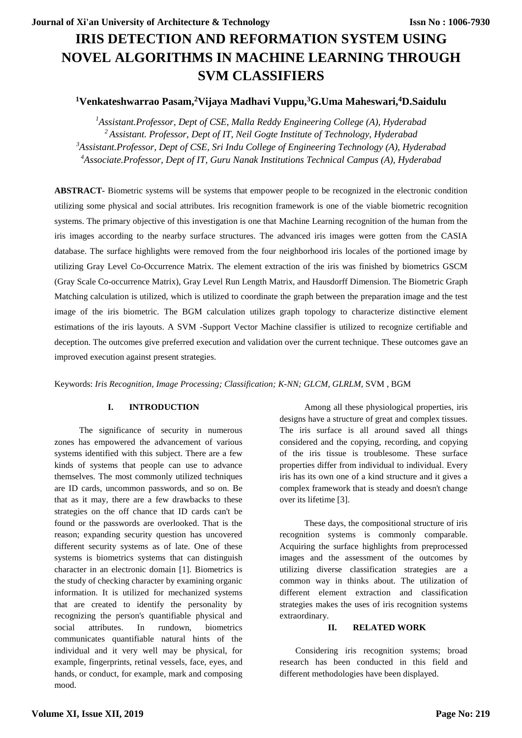# IRIS DETECTION AND REFORMATION SYSTEM USING NOVEL ALGORITHMS IN MACHINE LEARNING THROUGH SVM CLASSIFIERS

**[1]Venkateshwarrao Pasam,[2]Vijaya Madhavi Vuppu,[3]G.Uma Maheswari,[4]D.Saidulu**

*[1]Assistant.Professor, Dept of CSE, Malla Reddy Engineering College (A), Hyderabad*
*[2] Assistant. Professor, Dept of IT, Neil Gogte Institute of Technology, Hyderabad*
*[3]Assistant.Professor, Dept of CSE, Sri Indu College of Engineering Technology (A), Hyderabad*
*[4]Associate.Professor, Dept of IT, Guru Nanak Institutions Technical Campus (A), Hyderabad*

**ABSTRACT-** Biometric systems will be systems that empower people to be recognized in the electronic condition utilizing some physical and social attributes. Iris recognition framework is one of the viable biometric recognition systems. The primary objective of this investigation is one that Machine Learning recognition of the human from the iris images according to the nearby surface structures. The advanced iris images were gotten from the CASIA database. The surface highlights were removed from the four neighborhood iris locales of the portioned image by utilizing Gray Level Co-Occurrence Matrix. The element extraction of the iris was finished by biometrics GSCM (Gray Scale Co-occurrence Matrix), Gray Level Run Length Matrix, and Hausdorff Dimension. The Biometric Graph Matching calculation is utilized, which is utilized to coordinate the graph between the preparation image and the test image of the iris biometric. The BGM calculation utilizes graph topology to characterize distinctive element estimations of the iris layouts. A SVM -Support Vector Machine classifier is utilized to recognize certifiable and deception. The outcomes give preferred execution and validation over the current technique. These outcomes gave an improved execution against present strategies.

Keywords: *Iris Recognition, Image Processing; Classification; K-NN; GLCM, GLRLM,* SVM , BGM

## I. INTRODUCTION

The significance of security in numerous zones has empowered the advancement of various systems identified with this subject. There are a few kinds of systems that people can use to advance themselves. The most commonly utilized techniques are ID cards, uncommon passwords, and so on. Be that as it may, there are a few drawbacks to these strategies on the off chance that ID cards can't be found or the passwords are overlooked. That is the reason; expanding security question has uncovered different security systems as of late. One of these systems is biometrics systems that can distinguish character in an electronic domain [1]. Biometrics is the study of checking character by examining organic information. It is utilized for mechanized systems that are created to identify the personality by recognizing the person's quantifiable physical and social attributes. In rundown, biometrics communicates quantifiable natural hints of the individual and it very well may be physical, for example, fingerprints, retinal vessels, face, eyes, and hands, or conduct, for example, mark and composing mood.

Among all these physiological properties, iris designs have a structure of great and complex tissues. The iris surface is all around saved all things considered and the copying, recording, and copying of the iris tissue is troublesome. These surface properties differ from individual to individual. Every iris has its own one of a kind structure and it gives a complex framework that is steady and doesn't change over its lifetime [3].

These days, the compositional structure of iris recognition systems is commonly comparable. Acquiring the surface highlights from preprocessed images and the assessment of the outcomes by utilizing diverse classification strategies are a common way in thinks about. The utilization of different element extraction and classification strategies makes the uses of iris recognition systems extraordinary.

## II. RELATED WORK

Considering iris recognition systems; broad research has been conducted in this field and different methodologies have been displayed.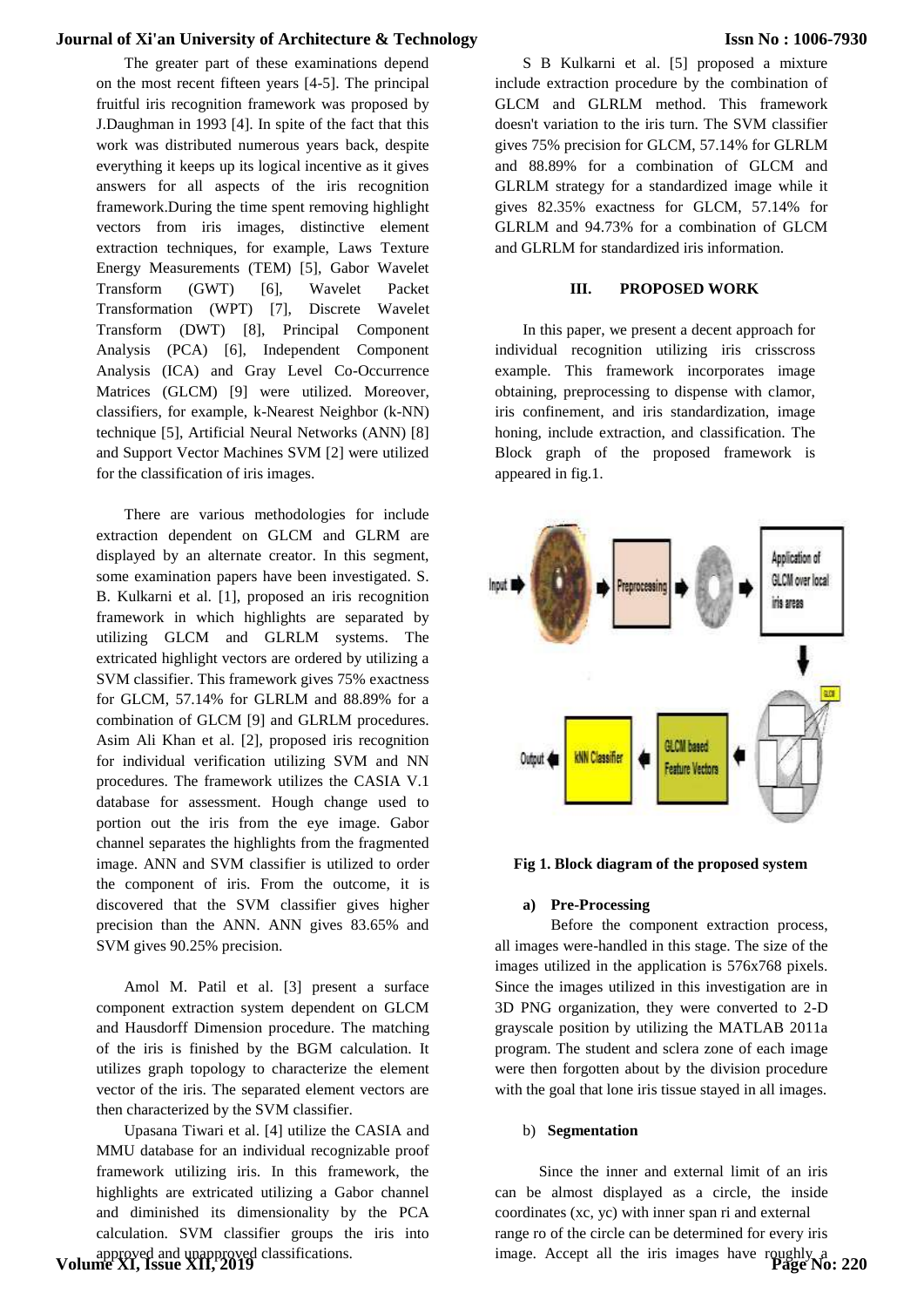The greater part of these examinations depend on the most recent fifteen years [4-5]. The principal fruitful iris recognition framework was proposed by J.Daughman in 1993 [4]. In spite of the fact that this work was distributed numerous years back, despite everything it keeps up its logical incentive as it gives answers for all aspects of the iris recognition framework.During the time spent removing highlight vectors from iris images, distinctive element extraction techniques, for example, Laws Texture Energy Measurements (TEM) [5], Gabor Wavelet Transform (GWT) [6], Wavelet Packet Transformation (WPT) [7], Discrete Wavelet Transform (DWT) [8], Principal Component Analysis (PCA) [6], Independent Component Analysis (ICA) and Gray Level Co-Occurrence Matrices (GLCM) [9] were utilized. Moreover, classifiers, for example, k-Nearest Neighbor (k-NN) technique [5], Artificial Neural Networks (ANN) [8] and Support Vector Machines SVM [2] were utilized for the classification of iris images.

There are various methodologies for include extraction dependent on GLCM and GLRM are displayed by an alternate creator. In this segment, some examination papers have been investigated. S. B. Kulkarni et al. [1], proposed an iris recognition framework in which highlights are separated by utilizing GLCM and GLRLM systems. The extricated highlight vectors are ordered by utilizing a SVM classifier. This framework gives 75% exactness for GLCM, 57.14% for GLRLM and 88.89% for a combination of GLCM [9] and GLRLM procedures. Asim Ali Khan et al. [2], proposed iris recognition for individual verification utilizing SVM and NN procedures. The framework utilizes the CASIA V.1 database for assessment. Hough change used to portion out the iris from the eye image. Gabor channel separates the highlights from the fragmented image. ANN and SVM classifier is utilized to order the component of iris. From the outcome, it is discovered that the SVM classifier gives higher precision than the ANN. ANN gives 83.65% and SVM gives 90.25% precision.

Amol M. Patil et al. [3] present a surface component extraction system dependent on GLCM and Hausdorff Dimension procedure. The matching of the iris is finished by the BGM calculation. It utilizes graph topology to characterize the element vector of the iris. The separated element vectors are then characterized by the SVM classifier.

Upasana Tiwari et al. [4] utilize the CASIA and MMU database for an individual recognizable proof framework utilizing iris. In this framework, the highlights are extricated utilizing a Gabor channel and diminished its dimensionality by the PCA calculation. SVM classifier groups the iris into approved and unapproved classifications.

S B Kulkarni et al. [5] proposed a mixture include extraction procedure by the combination of GLCM and GLRLM method. This framework doesn't variation to the iris turn. The SVM classifier gives 75% precision for GLCM, 57.14% for GLRLM and 88.89% for a combination of GLCM and GLRLM strategy for a standardized image while it gives 82.35% exactness for GLCM, 57.14% for GLRLM and 94.73% for a combination of GLCM and GLRLM for standardized iris information.

## III. PROPOSED WORK

In this paper, we present a decent approach for individual recognition utilizing iris crisscross example. This framework incorporates image obtaining, preprocessing to dispense with clamor, iris confinement, and iris standardization, image honing, include extraction, and classification. The Block graph of the proposed framework is appeared in fig.1.

**Fig 1. Block diagram of the proposed system**

### a) Pre-Processing

Before the component extraction process, all images were-handled in this stage. The size of the images utilized in the application is 576x768 pixels. Since the images utilized in this investigation are in 3D PNG organization, they were converted to 2-D grayscale position by utilizing the MATLAB 2011a program. The student and sclera zone of each image were then forgotten about by the division procedure with the goal that lone iris tissue stayed in all images.

### b) Segmentation

Since the inner and external limit of an iris can be almost displayed as a circle, the inside coordinates (xc, yc) with inner span ri and external range ro of the circle can be determined for every iris image. Accept all the iris images have roughly a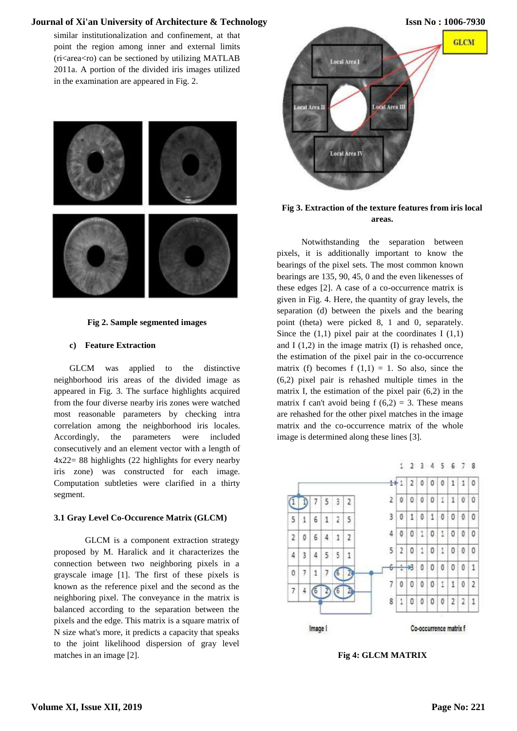similar institutionalization and confinement, at that point the region among inner and external limits (ri<area<ro) can be sectioned by utilizing MATLAB 2011a. A portion of the divided iris images utilized in the examination are appeared in Fig. 2.

**Fig 2. Sample segmented images**

### c) Feature Extraction

GLCM was applied to the distinctive neighborhood iris areas of the divided image as appeared in Fig. 3. The surface highlights acquired from the four diverse nearby iris zones were watched most reasonable parameters by checking intra correlation among the neighborhood iris locales. Accordingly, the parameters were included consecutively and an element vector with a length of 4x22= 88 highlights (22 highlights for every nearby iris zone) was constructed for each image. Computation subtleties were clarified in a thirty segment.

### 3.1 Gray Level Co-Occurence Matrix (GLCM)

GLCM is a component extraction strategy proposed by M. Haralick and it characterizes the connection between two neighboring pixels in a grayscale image [1]. The first of these pixels is known as the reference pixel and the second as the neighboring pixel. The conveyance in the matrix is balanced according to the separation between the pixels and the edge. This matrix is a square matrix of N size what's more, it predicts a capacity that speaks to the joint likelihood dispersion of gray level matches in an image [2].

**Fig 3. Extraction of the texture features from iris local areas.**

Notwithstanding the separation between pixels, it is additionally important to know the bearings of the pixel sets. The most common known bearings are 135, 90, 45, 0 and the even likenesses of these edges [2]. A case of a co-occurrence matrix is given in Fig. 4. Here, the quantity of gray levels, the separation (d) between the pixels and the bearing point (theta) were picked 8, 1 and 0, separately. Since the (1,1) pixel pair at the coordinates I (1,1) and I (1,2) in the image matrix (I) is rehashed once, the estimation of the pixel pair in the co-occurrence matrix (f) becomes f (1,1) = 1. So also, since the (6,2) pixel pair is rehashed multiple times in the matrix I, the estimation of the pixel pair (6,2) in the matrix f can't avoid being f (6,2) = 3. These means are rehashed for the other pixel matches in the image matrix and the co-occurrence matrix of the whole image is determined along these lines [3].

**Fig 4: GLCM MATRIX**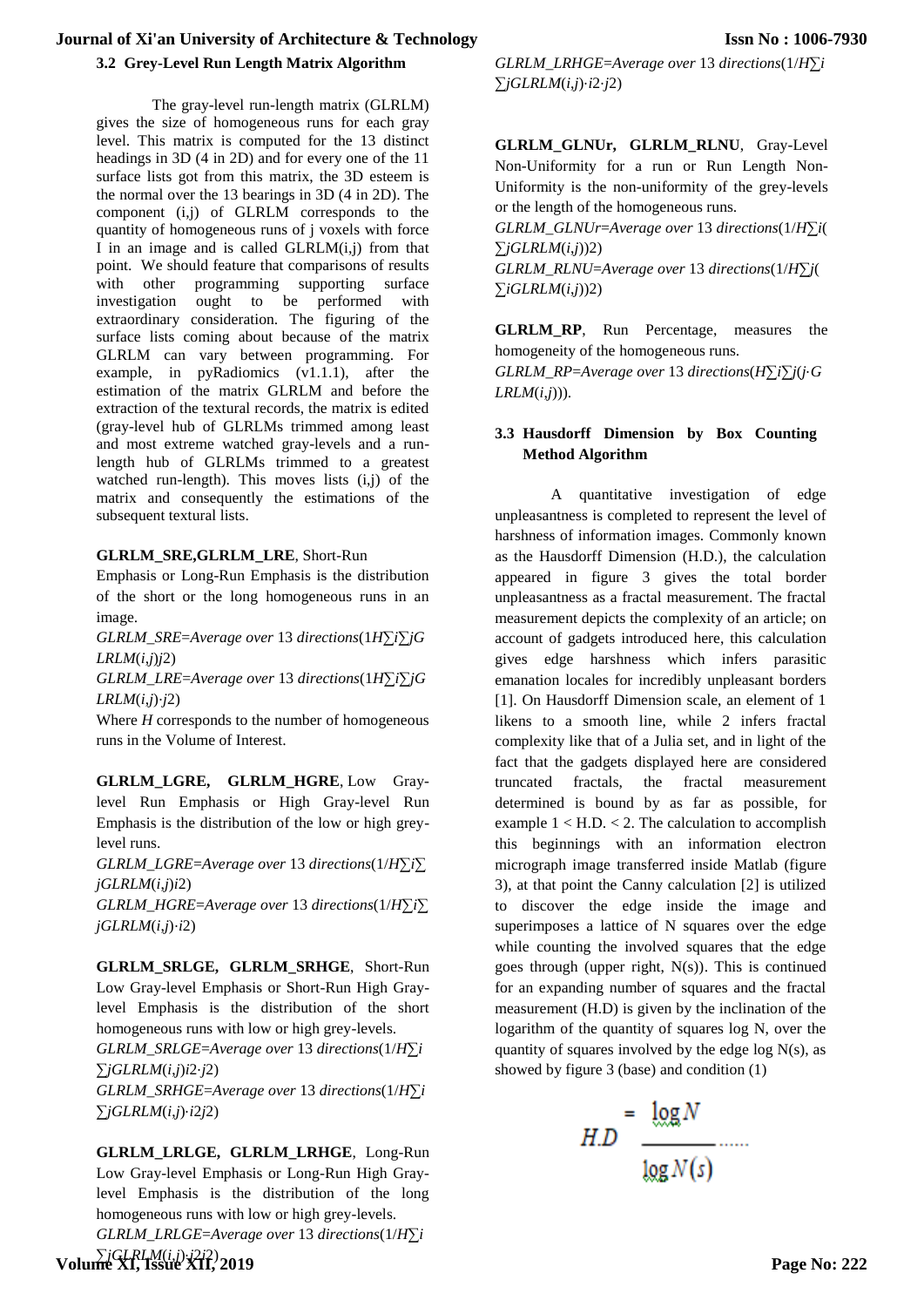### 3.2 Grey-Level Run Length Matrix Algorithm

The gray-level run-length matrix (GLRLM) gives the size of homogeneous runs for each gray level. This matrix is computed for the 13 distinct headings in 3D (4 in 2D) and for every one of the 11 surface lists got from this matrix, the 3D esteem is the normal over the 13 bearings in 3D (4 in 2D). The component (i,j) of GLRLM corresponds to the quantity of homogeneous runs of j voxels with force I in an image and is called GLRLM(i,j) from that point. We should feature that comparisons of results with other programming supporting surface investigation ought to be performed with extraordinary consideration. The figuring of the surface lists coming about because of the matrix GLRLM can vary between programming. For example, in pyRadiomics (v1.1.1), after the estimation of the matrix GLRLM and before the extraction of the textural records, the matrix is edited (gray-level hub of GLRLMs trimmed among least and most extreme watched gray-levels and a run-length hub of GLRLMs trimmed to a greatest watched run-length). This moves lists (i,j) of the matrix and consequently the estimations of the subsequent textural lists.

**GLRLM_SRE,GLRLM_LRE**, Short-Run Emphasis or Long-Run Emphasis is the distribution of the short or the long homogeneous runs in an image.

*GLRLM_SRE=Average over* 13 *directions*(1*H*∑*i*∑*jGLRLM*(*i,j*)*j*2)

*GLRLM_LRE=Average over* 13 *directions*(1*H*∑*i*∑*jGLRLM*(*i,j*)·*j*2)

Where *H* corresponds to the number of homogeneous runs in the Volume of Interest.

**GLRLM_LGRE, GLRLM_HGRE**, Low Gray-level Run Emphasis or High Gray-level Run Emphasis is the distribution of the low or high grey-level runs.

*GLRLM_LGRE=Average over* 13 *directions*(1/*H*∑*i*∑*jGLRLM*(*i,j*)*i*2)

*GLRLM_HGRE=Average over* 13 *directions*(1/*H*∑*i*∑*jGLRLM*(*i,j*)·*i*2)

**GLRLM_SRLGE, GLRLM_SRHGE**, Short-Run Low Gray-level Emphasis or Short-Run High Gray-level Emphasis is the distribution of the short homogeneous runs with low or high grey-levels.

*GLRLM_SRLGE=Average over* 13 *directions*(1/*H*∑*i*∑*jGLRLM*(*i,j*)*i*2·*j*2)

*GLRLM_SRHGE=Average over* 13 *directions*(1/*H*∑*i*∑*jGLRLM*(*i,j*)·*i*2*j*2)

**GLRLM_LRLGE, GLRLM_LRHGE**, Long-Run Low Gray-level Emphasis or Long-Run High Gray-level Emphasis is the distribution of the long homogeneous runs with low or high grey-levels.

*GLRLM_LRLGE=Average over* 13 *directions*(1/*H*∑*i*∑*jGLRLM*(*i,j*)·*j*2*i*2)

*GLRLM_LRHGE=Average over* 13 *directions*(1/*H*∑*i*∑*jGLRLM*(*i,j*)·*i*2·*j*2)

**GLRLM_GLNUr, GLRLM_RLNU**, Gray-Level Non-Uniformity for a run or Run Length Non-Uniformity is the non-uniformity of the grey-levels or the length of the homogeneous runs.

*GLRLM_GLNUr=Average over* 13 *directions*(1/*H*∑*i*(∑*jGLRLM*(*i,j*))2)

*GLRLM_RLNU=Average over* 13 *directions*(1/*H*∑*j*(∑*iGLRLM*(*i,j*))2)

**GLRLM_RP**, Run Percentage, measures the homogeneity of the homogeneous runs.

*GLRLM_RP=Average over* 13 *directions*(*H*∑*i*∑*j*(*j*·*GLRLM*(*i,j*))).

### 3.3 Hausdorff Dimension by Box Counting Method Algorithm

A quantitative investigation of edge unpleasantness is completed to represent the level of harshness of information images. Commonly known as the Hausdorff Dimension (H.D.), the calculation appeared in figure 3 gives the total border unpleasantness as a fractal measurement. The fractal measurement depicts the complexity of an article; on account of gadgets introduced here, this calculation gives edge harshness which infers parasitic emanation locales for incredibly unpleasant borders [1]. On Hausdorff Dimension scale, an element of 1 likens to a smooth line, while 2 infers fractal complexity like that of a Julia set, and in light of the fact that the gadgets displayed here are considered truncated fractals, the fractal measurement determined is bound by as far as possible, for example 1 < H.D. < 2. The calculation to accomplish this beginnings with an information electron micrograph image transferred inside Matlab (figure 3), at that point the Canny calculation [2] is utilized to discover the edge inside the image and superimposes a lattice of N squares over the edge while counting the involved squares that the edge goes through (upper right, N(s)). This is continued for an expanding number of squares and the fractal measurement (H.D) is given by the inclination of the logarithm of the quantity of squares log N, over the quantity of squares involved by the edge log N(s), as showed by figure 3 (base) and condition (1)

$$H.D = \frac{\log N}{\log N(s)} \quad \ldots\ldots$$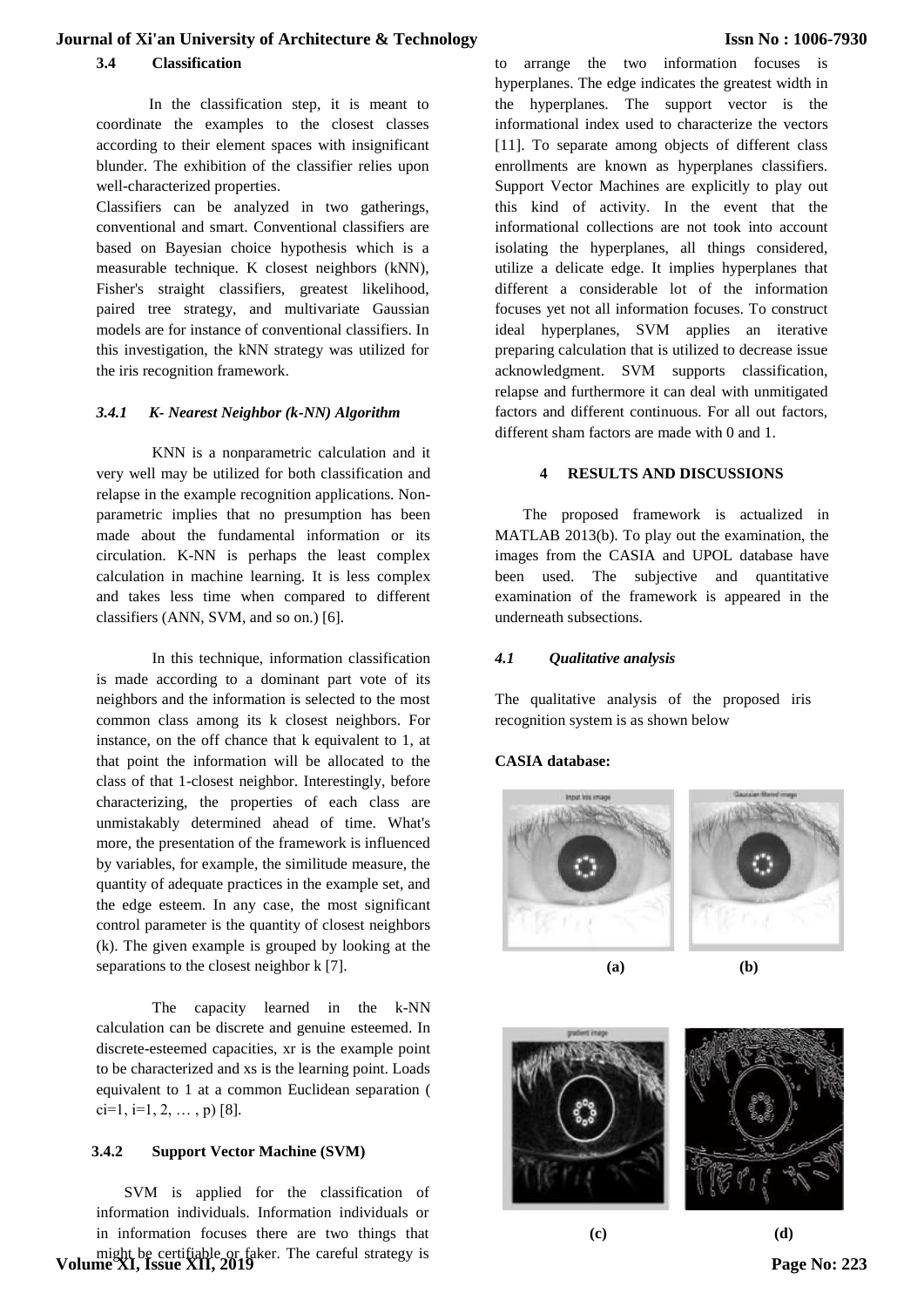### 3.4 Classification

In the classification step, it is meant to coordinate the examples to the closest classes according to their element spaces with insignificant blunder. The exhibition of the classifier relies upon well-characterized properties.

Classifiers can be analyzed in two gatherings, conventional and smart. Conventional classifiers are based on Bayesian choice hypothesis which is a measurable technique. K closest neighbors (kNN), Fisher's straight classifiers, greatest likelihood, paired tree strategy, and multivariate Gaussian models are for instance of conventional classifiers. In this investigation, the kNN strategy was utilized for the iris recognition framework.

#### *3.4.1 K- Nearest Neighbor (k-NN) Algorithm*

KNN is a nonparametric calculation and it very well may be utilized for both classification and relapse in the example recognition applications. Non-parametric implies that no presumption has been made about the fundamental information or its circulation. K-NN is perhaps the least complex calculation in machine learning. It is less complex and takes less time when compared to different classifiers (ANN, SVM, and so on.) [6].

In this technique, information classification is made according to a dominant part vote of its neighbors and the information is selected to the most common class among its k closest neighbors. For instance, on the off chance that k equivalent to 1, at that point the information will be allocated to the class of that 1-closest neighbor. Interestingly, before characterizing, the properties of each class are unmistakably determined ahead of time. What's more, the presentation of the framework is influenced by variables, for example, the similitude measure, the quantity of adequate practices in the example set, and the edge esteem. In any case, the most significant control parameter is the quantity of closest neighbors (k). The given example is grouped by looking at the separations to the closest neighbor k [7].

The capacity learned in the k-NN calculation can be discrete and genuine esteemed. In discrete-esteemed capacities, xr is the example point to be characterized and xs is the learning point. Loads equivalent to 1 at a common Euclidean separation ( $c_i=1$, $i=1, 2, \ldots, p$) [8].

#### 3.4.2 Support Vector Machine (SVM)

SVM is applied for the classification of information individuals. Information individuals or in information focuses there are two things that might be certifiable or faker. The careful strategy is to arrange the two information focuses is hyperplanes. The edge indicates the greatest width in the hyperplanes. The support vector is the informational index used to characterize the vectors [11]. To separate among objects of different class enrollments are known as hyperplanes classifiers. Support Vector Machines are explicitly to play out this kind of activity. In the event that the informational collections are not took into account isolating the hyperplanes, all things considered, utilize a delicate edge. It implies hyperplanes that different a considerable lot of the information focuses yet not all information focuses. To construct ideal hyperplanes, SVM applies an iterative preparing calculation that is utilized to decrease issue acknowledgment. SVM supports classification, relapse and furthermore it can deal with unmitigated factors and different continuous. For all out factors, different sham factors are made with 0 and 1.

## 4 RESULTS AND DISCUSSIONS

The proposed framework is actualized in MATLAB 2013(b). To play out the examination, the images from the CASIA and UPOL database have been used. The subjective and quantitative examination of the framework is appeared in the underneath subsections.

### *4.1 Qualitative analysis*

The qualitative analysis of the proposed iris recognition system is as shown below

**CASIA database:**

(a) (b)

(c) (d)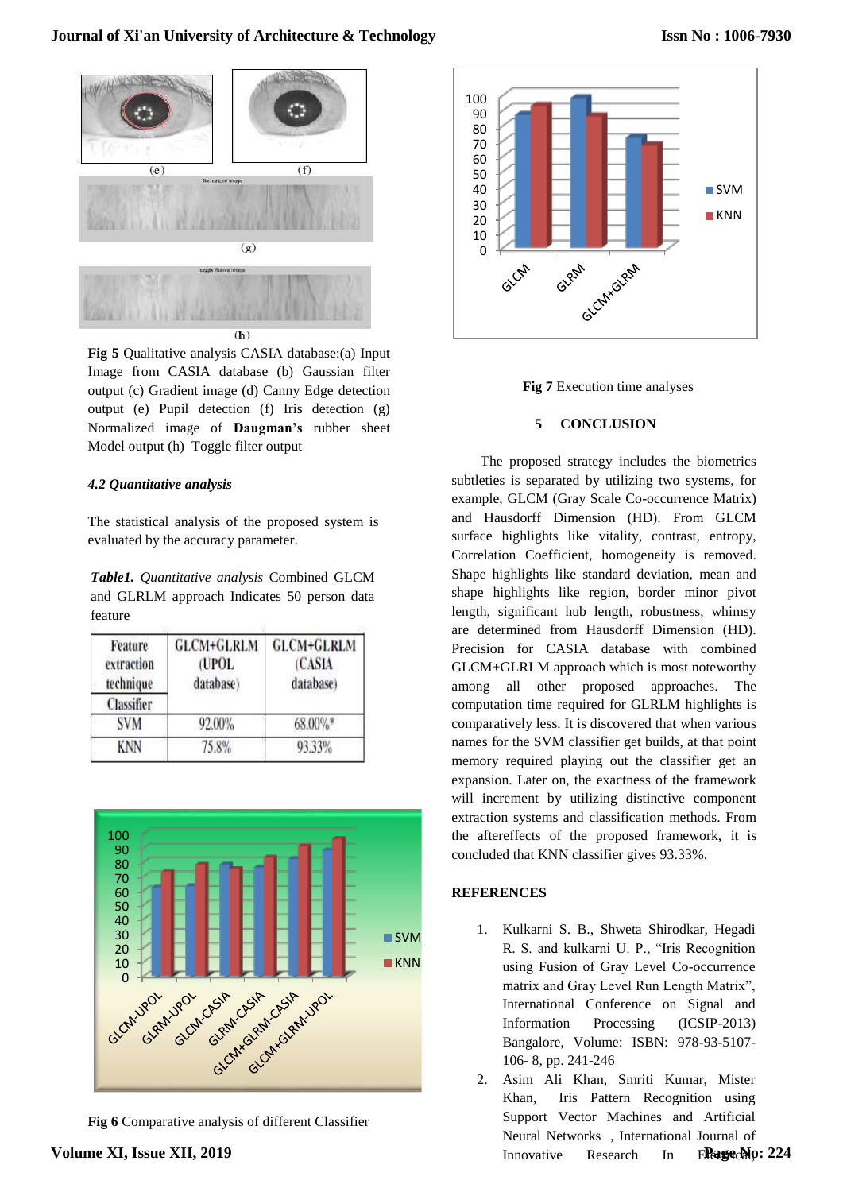Fig 5 Qualitative analysis CASIA database:(a) Input Image from CASIA database (b) Gaussian filter output (c) Gradient image (d) Canny Edge detection output (e) Pupil detection (f) Iris detection (g) Normalized image of **Daugman's** rubber sheet Model output (h) Toggle filter output

### *4.2 Quantitative analysis*

The statistical analysis of the proposed system is evaluated by the accuracy parameter.

***Table1.*** *Quantitative analysis* Combined GLCM and GLRLM approach Indicates 50 person data feature

| Feature extraction technique / Classifier | GLCM+GLRLM (UPOL database) | GLCM+GLRLM (CASIA database) |
|---|---|---|
| SVM | 92.00% | 68.00%* |
| KNN | 75.8% | 93.33% |

**Fig 6** Comparative analysis of different Classifier

**Fig 7** Execution time analyses

## 5 CONCLUSION

The proposed strategy includes the biometrics subtleties is separated by utilizing two systems, for example, GLCM (Gray Scale Co-occurrence Matrix) and Hausdorff Dimension (HD). From GLCM surface highlights like vitality, contrast, entropy, Correlation Coefficient, homogeneity is removed. Shape highlights like standard deviation, mean and shape highlights like region, border minor pivot length, significant hub length, robustness, whimsy are determined from Hausdorff Dimension (HD). Precision for CASIA database with combined GLCM+GLRLM approach which is most noteworthy among all other proposed approaches. The computation time required for GLRLM highlights is comparatively less. It is discovered that when various names for the SVM classifier get builds, at that point memory required playing out the classifier get an expansion. Later on, the exactness of the framework will increment by utilizing distinctive component extraction systems and classification methods. From the aftereffects of the proposed framework, it is concluded that KNN classifier gives 93.33%.

## REFERENCES

1. Kulkarni S. B., Shweta Shirodkar, Hegadi R. S. and kulkarni U. P., "Iris Recognition using Fusion of Gray Level Co-occurrence matrix and Gray Level Run Length Matrix", International Conference on Signal and Information Processing (ICSIP-2013) Bangalore, Volume: ISBN: 978-93-5107-106- 8, pp. 241-246
2. Asim Ali Khan, Smriti Kumar, Mister Khan, Iris Pattern Recognition using Support Vector Machines and Artificial Neural Networks , International Journal of Innovative Research In Electrical,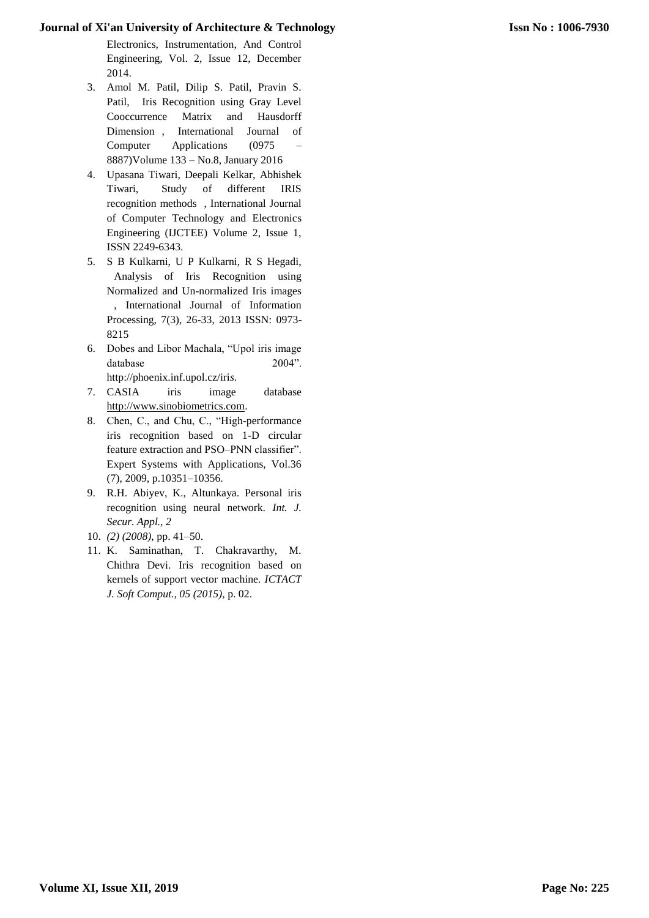Electronics, Instrumentation, And Control Engineering, Vol. 2, Issue 12, December 2014.

3. Amol M. Patil, Dilip S. Patil, Pravin S. Patil, Iris Recognition using Gray Level Cooccurrence Matrix and Hausdorff Dimension , International Journal of Computer Applications (0975 – 8887)Volume 133 – No.8, January 2016
4. Upasana Tiwari, Deepali Kelkar, Abhishek Tiwari, Study of different IRIS recognition methods , International Journal of Computer Technology and Electronics Engineering (IJCTEE) Volume 2, Issue 1, ISSN 2249-6343.
5. S B Kulkarni, U P Kulkarni, R S Hegadi, Analysis of Iris Recognition using Normalized and Un-normalized Iris images , International Journal of Information Processing, 7(3), 26-33, 2013 ISSN: 0973-8215
6. Dobes and Libor Machala, "Upol iris image database 2004". http://phoenix.inf.upol.cz/iris.
7. CASIA iris image database http://www.sinobiometrics.com.
8. Chen, C., and Chu, C., "High-performance iris recognition based on 1-D circular feature extraction and PSO–PNN classifier". Expert Systems with Applications, Vol.36 (7), 2009, p.10351–10356.
9. R.H. Abiyev, K., Altunkaya. Personal iris recognition using neural network. *Int. J. Secur. Appl., 2*
10. *(2) (2008)*, pp. 41–50.
11. K. Saminathan, T. Chakravarthy, M. Chithra Devi. Iris recognition based on kernels of support vector machine. *ICTACT J. Soft Comput., 05 (2015)*, p. 02.